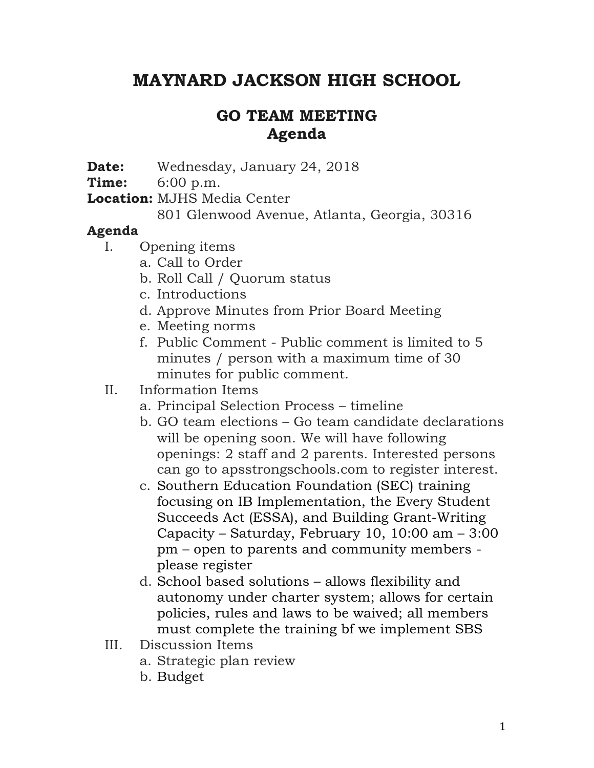# MAYNARD JACKSON HIGH SCHOOL

## GO TEAM MEETING
## Agenda

**Date:** Wednesday, January 24, 2018
**Time:** 6:00 p.m.
**Location:** MJHS Media Center
801 Glenwood Avenue, Atlanta, Georgia, 30316

**Agenda**

I. Opening items
   a. Call to Order
   b. Roll Call / Quorum status
   c. Introductions
   d. Approve Minutes from Prior Board Meeting
   e. Meeting norms
   f. Public Comment - Public comment is limited to 5 minutes / person with a maximum time of 30 minutes for public comment.

II. Information Items
   a. Principal Selection Process – timeline
   b. GO team elections – Go team candidate declarations will be opening soon. We will have following openings: 2 staff and 2 parents. Interested persons can go to apsstrongschools.com to register interest.
   c. Southern Education Foundation (SEC) training focusing on IB Implementation, the Every Student Succeeds Act (ESSA), and Building Grant-Writing Capacity – Saturday, February 10, 10:00 am – 3:00 pm – open to parents and community members - please register
   d. School based solutions – allows flexibility and autonomy under charter system; allows for certain policies, rules and laws to be waived; all members must complete the training bf we implement SBS

III. Discussion Items
   a. Strategic plan review
   b. Budget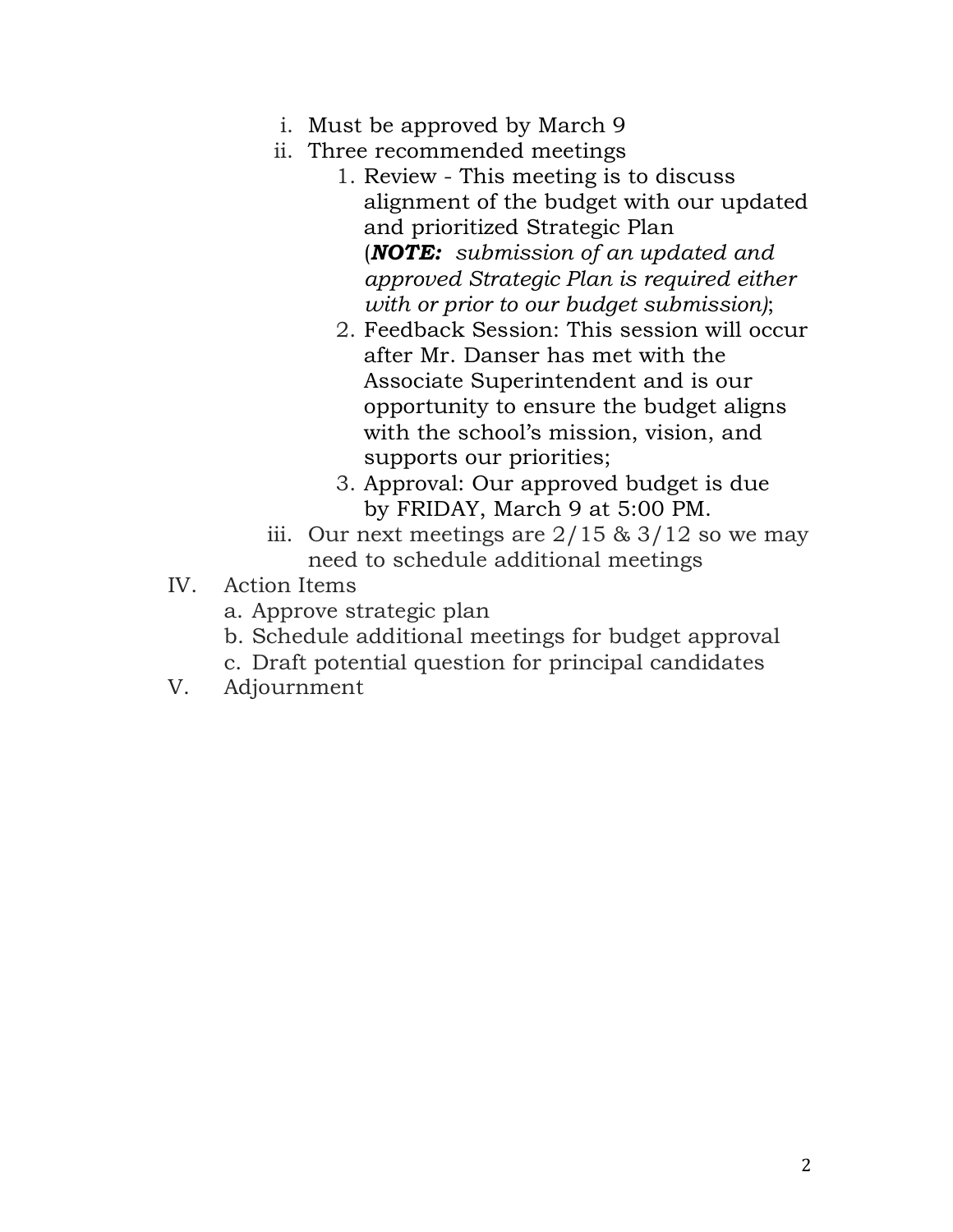i. Must be approved by March 9
ii. Three recommended meetings
    1. Review - This meeting is to discuss alignment of the budget with our updated and prioritized Strategic Plan (***NOTE:*** *submission of an updated and approved Strategic Plan is required either with or prior to our budget submission)*;
    2. Feedback Session: This session will occur after Mr. Danser has met with the Associate Superintendent and is our opportunity to ensure the budget aligns with the school's mission, vision, and supports our priorities;
    3. Approval: Our approved budget is due by FRIDAY, March 9 at 5:00 PM.
iii. Our next meetings are 2/15 & 3/12 so we may need to schedule additional meetings

IV. Action Items
   a. Approve strategic plan
   b. Schedule additional meetings for budget approval
   c. Draft potential question for principal candidates

V. Adjournment